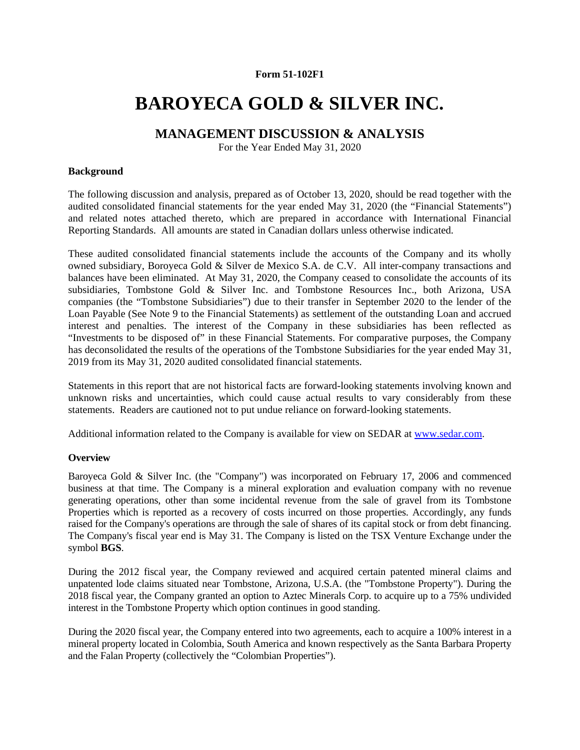**Form 51-102F1**

# BAROYECA GOLD & SILVER INC.

## MANAGEMENT DISCUSSION & ANALYSIS

For the Year Ended May 31, 2020

### Background

The following discussion and analysis, prepared as of October 13, 2020, should be read together with the audited consolidated financial statements for the year ended May 31, 2020 (the "Financial Statements") and related notes attached thereto, which are prepared in accordance with International Financial Reporting Standards. All amounts are stated in Canadian dollars unless otherwise indicated.

These audited consolidated financial statements include the accounts of the Company and its wholly owned subsidiary, Boroyeca Gold & Silver de Mexico S.A. de C.V. All inter-company transactions and balances have been eliminated. At May 31, 2020, the Company ceased to consolidate the accounts of its subsidiaries, Tombstone Gold & Silver Inc. and Tombstone Resources Inc., both Arizona, USA companies (the "Tombstone Subsidiaries") due to their transfer in September 2020 to the lender of the Loan Payable (See Note 9 to the Financial Statements) as settlement of the outstanding Loan and accrued interest and penalties. The interest of the Company in these subsidiaries has been reflected as "Investments to be disposed of" in these Financial Statements. For comparative purposes, the Company has deconsolidated the results of the operations of the Tombstone Subsidiaries for the year ended May 31, 2019 from its May 31, 2020 audited consolidated financial statements.

Statements in this report that are not historical facts are forward-looking statements involving known and unknown risks and uncertainties, which could cause actual results to vary considerably from these statements. Readers are cautioned not to put undue reliance on forward-looking statements.

Additional information related to the Company is available for view on SEDAR at [www.sedar.com](www.sedar.com).

### Overview

Baroyeca Gold & Silver Inc. (the "Company") was incorporated on February 17, 2006 and commenced business at that time. The Company is a mineral exploration and evaluation company with no revenue generating operations, other than some incidental revenue from the sale of gravel from its Tombstone Properties which is reported as a recovery of costs incurred on those properties. Accordingly, any funds raised for the Company's operations are through the sale of shares of its capital stock or from debt financing. The Company's fiscal year end is May 31. The Company is listed on the TSX Venture Exchange under the symbol **BGS**.

During the 2012 fiscal year, the Company reviewed and acquired certain patented mineral claims and unpatented lode claims situated near Tombstone, Arizona, U.S.A. (the "Tombstone Property"). During the 2018 fiscal year, the Company granted an option to Aztec Minerals Corp. to acquire up to a 75% undivided interest in the Tombstone Property which option continues in good standing.

During the 2020 fiscal year, the Company entered into two agreements, each to acquire a 100% interest in a mineral property located in Colombia, South America and known respectively as the Santa Barbara Property and the Falan Property (collectively the "Colombian Properties").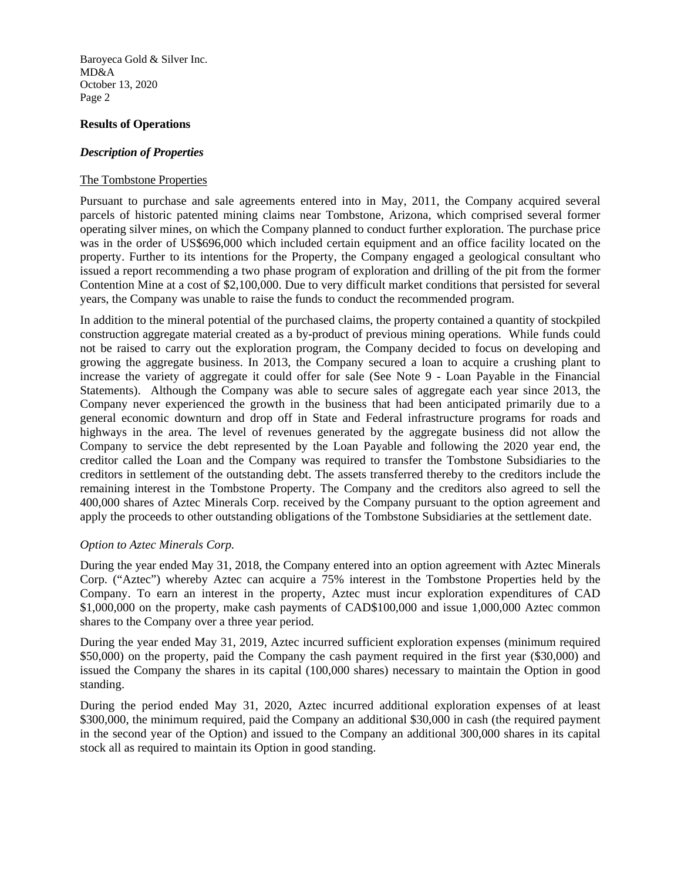## Results of Operations

### *Description of Properties*

The Tombstone Properties

Pursuant to purchase and sale agreements entered into in May, 2011, the Company acquired several parcels of historic patented mining claims near Tombstone, Arizona, which comprised several former operating silver mines, on which the Company planned to conduct further exploration. The purchase price was in the order of US$696,000 which included certain equipment and an office facility located on the property. Further to its intentions for the Property, the Company engaged a geological consultant who issued a report recommending a two phase program of exploration and drilling of the pit from the former Contention Mine at a cost of $2,100,000. Due to very difficult market conditions that persisted for several years, the Company was unable to raise the funds to conduct the recommended program.

In addition to the mineral potential of the purchased claims, the property contained a quantity of stockpiled construction aggregate material created as a by-product of previous mining operations. While funds could not be raised to carry out the exploration program, the Company decided to focus on developing and growing the aggregate business. In 2013, the Company secured a loan to acquire a crushing plant to increase the variety of aggregate it could offer for sale (See Note 9 - Loan Payable in the Financial Statements). Although the Company was able to secure sales of aggregate each year since 2013, the Company never experienced the growth in the business that had been anticipated primarily due to a general economic downturn and drop off in State and Federal infrastructure programs for roads and highways in the area. The level of revenues generated by the aggregate business did not allow the Company to service the debt represented by the Loan Payable and following the 2020 year end, the creditor called the Loan and the Company was required to transfer the Tombstone Subsidiaries to the creditors in settlement of the outstanding debt. The assets transferred thereby to the creditors include the remaining interest in the Tombstone Property. The Company and the creditors also agreed to sell the 400,000 shares of Aztec Minerals Corp. received by the Company pursuant to the option agreement and apply the proceeds to other outstanding obligations of the Tombstone Subsidiaries at the settlement date.

*Option to Aztec Minerals Corp.*

During the year ended May 31, 2018, the Company entered into an option agreement with Aztec Minerals Corp. ("Aztec") whereby Aztec can acquire a 75% interest in the Tombstone Properties held by the Company. To earn an interest in the property, Aztec must incur exploration expenditures of CAD $1,000,000 on the property, make cash payments of CAD$100,000 and issue 1,000,000 Aztec common shares to the Company over a three year period.

During the year ended May 31, 2019, Aztec incurred sufficient exploration expenses (minimum required $50,000) on the property, paid the Company the cash payment required in the first year ($30,000) and issued the Company the shares in its capital (100,000 shares) necessary to maintain the Option in good standing.

During the period ended May 31, 2020, Aztec incurred additional exploration expenses of at least $300,000, the minimum required, paid the Company an additional $30,000 in cash (the required payment in the second year of the Option) and issued to the Company an additional 300,000 shares in its capital stock all as required to maintain its Option in good standing.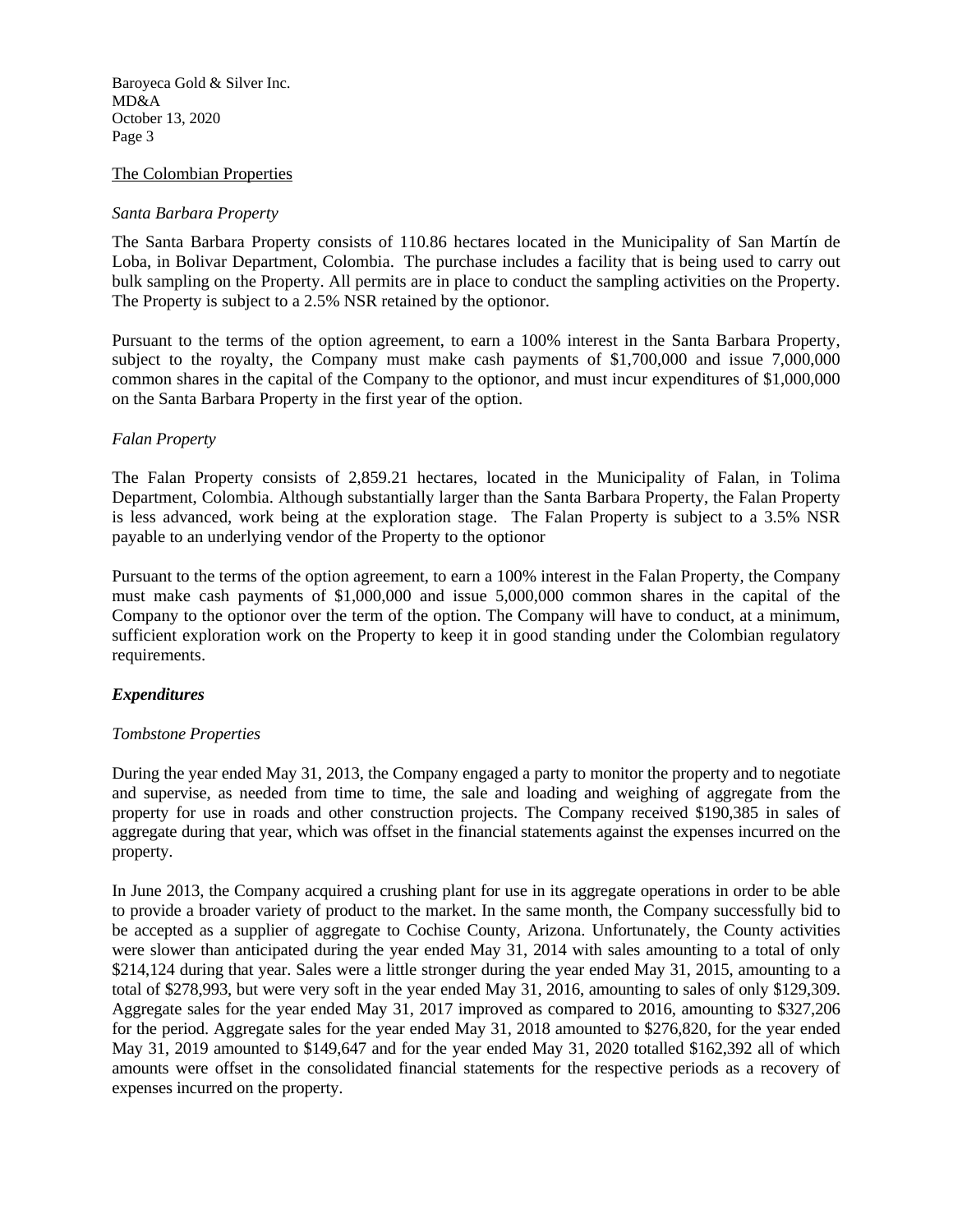The Colombian Properties

*Santa Barbara Property*

The Santa Barbara Property consists of 110.86 hectares located in the Municipality of San Martín de Loba, in Bolivar Department, Colombia. The purchase includes a facility that is being used to carry out bulk sampling on the Property. All permits are in place to conduct the sampling activities on the Property. The Property is subject to a 2.5% NSR retained by the optionor.

Pursuant to the terms of the option agreement, to earn a 100% interest in the Santa Barbara Property, subject to the royalty, the Company must make cash payments of $1,700,000 and issue 7,000,000 common shares in the capital of the Company to the optionor, and must incur expenditures of $1,000,000 on the Santa Barbara Property in the first year of the option.

*Falan Property*

The Falan Property consists of 2,859.21 hectares, located in the Municipality of Falan, in Tolima Department, Colombia. Although substantially larger than the Santa Barbara Property, the Falan Property is less advanced, work being at the exploration stage. The Falan Property is subject to a 3.5% NSR payable to an underlying vendor of the Property to the optionor

Pursuant to the terms of the option agreement, to earn a 100% interest in the Falan Property, the Company must make cash payments of $1,000,000 and issue 5,000,000 common shares in the capital of the Company to the optionor over the term of the option. The Company will have to conduct, at a minimum, sufficient exploration work on the Property to keep it in good standing under the Colombian regulatory requirements.

***Expenditures***

*Tombstone Properties*

During the year ended May 31, 2013, the Company engaged a party to monitor the property and to negotiate and supervise, as needed from time to time, the sale and loading and weighing of aggregate from the property for use in roads and other construction projects. The Company received $190,385 in sales of aggregate during that year, which was offset in the financial statements against the expenses incurred on the property.

In June 2013, the Company acquired a crushing plant for use in its aggregate operations in order to be able to provide a broader variety of product to the market. In the same month, the Company successfully bid to be accepted as a supplier of aggregate to Cochise County, Arizona. Unfortunately, the County activities were slower than anticipated during the year ended May 31, 2014 with sales amounting to a total of only $214,124 during that year. Sales were a little stronger during the year ended May 31, 2015, amounting to a total of $278,993, but were very soft in the year ended May 31, 2016, amounting to sales of only $129,309. Aggregate sales for the year ended May 31, 2017 improved as compared to 2016, amounting to $327,206 for the period. Aggregate sales for the year ended May 31, 2018 amounted to $276,820, for the year ended May 31, 2019 amounted to $149,647 and for the year ended May 31, 2020 totalled $162,392 all of which amounts were offset in the consolidated financial statements for the respective periods as a recovery of expenses incurred on the property.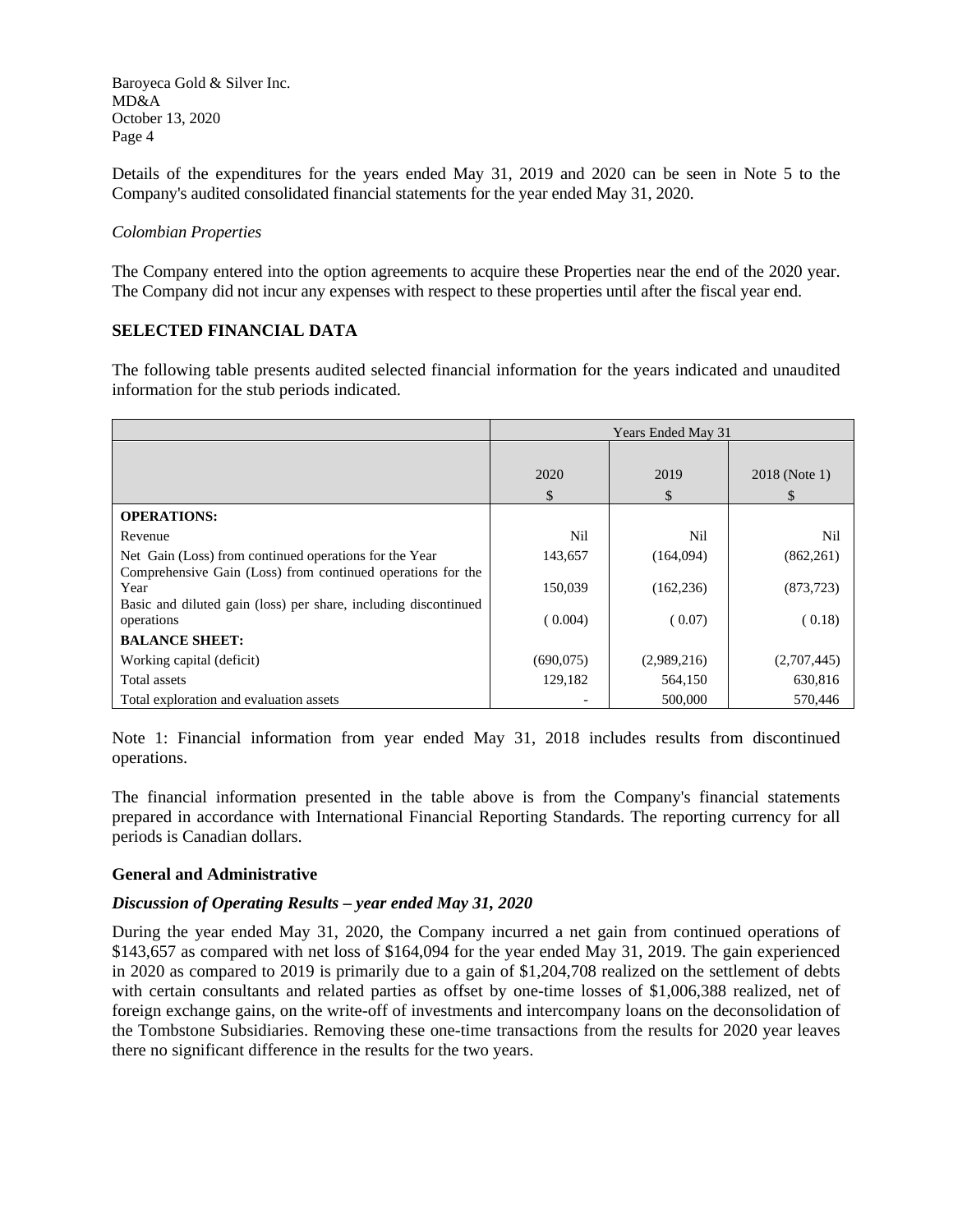Details of the expenditures for the years ended May 31, 2019 and 2020 can be seen in Note 5 to the Company's audited consolidated financial statements for the year ended May 31, 2020.

*Colombian Properties*

The Company entered into the option agreements to acquire these Properties near the end of the 2020 year. The Company did not incur any expenses with respect to these properties until after the fiscal year end.

## SELECTED FINANCIAL DATA

The following table presents audited selected financial information for the years indicated and unaudited information for the stub periods indicated.

| | Years Ended May 31 | | |
|---|---|---|---|
| | 2020<br>$ | 2019<br>$ | 2018 (Note 1)<br>$ |
| **OPERATIONS:** | | | |
| Revenue | Nil | Nil | Nil |
| Net Gain (Loss) from continued operations for the Year | 143,657 | (164,094) | (862,261) |
| Comprehensive Gain (Loss) from continued operations for the Year | 150,039 | (162,236) | (873,723) |
| Basic and diluted gain (loss) per share, including discontinued operations | ( 0.004) | ( 0.07) | ( 0.18) |
| **BALANCE SHEET:** | | | |
| Working capital (deficit) | (690,075) | (2,989,216) | (2,707,445) |
| Total assets | 129,182 | 564,150 | 630,816 |
| Total exploration and evaluation assets | - | 500,000 | 570,446 |

Note 1: Financial information from year ended May 31, 2018 includes results from discontinued operations.

The financial information presented in the table above is from the Company's financial statements prepared in accordance with International Financial Reporting Standards. The reporting currency for all periods is Canadian dollars.

### General and Administrative

### *Discussion of Operating Results – year ended May 31, 2020*

During the year ended May 31, 2020, the Company incurred a net gain from continued operations of $143,657 as compared with net loss of $164,094 for the year ended May 31, 2019. The gain experienced in 2020 as compared to 2019 is primarily due to a gain of $1,204,708 realized on the settlement of debts with certain consultants and related parties as offset by one-time losses of $1,006,388 realized, net of foreign exchange gains, on the write-off of investments and intercompany loans on the deconsolidation of the Tombstone Subsidiaries. Removing these one-time transactions from the results for 2020 year leaves there no significant difference in the results for the two years.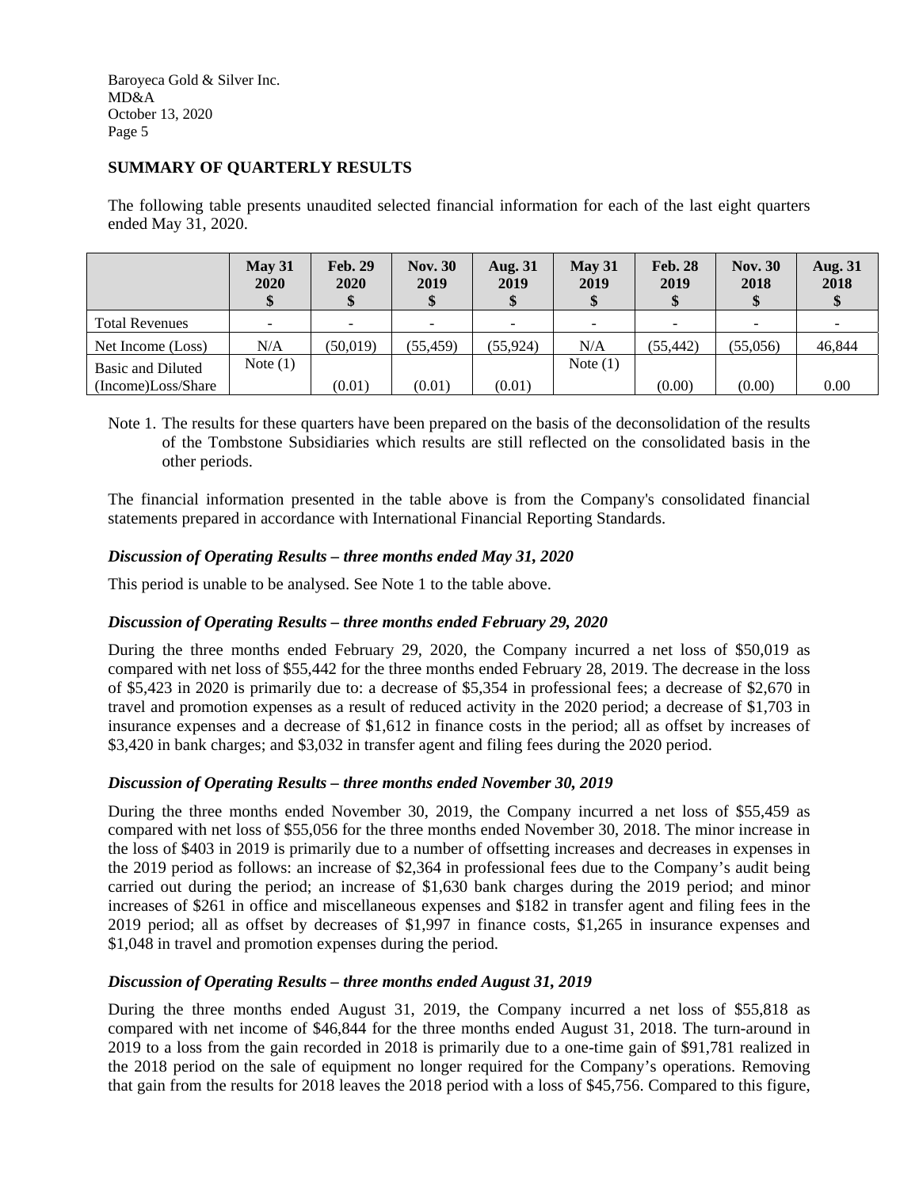## SUMMARY OF QUARTERLY RESULTS

The following table presents unaudited selected financial information for each of the last eight quarters ended May 31, 2020.

| | May 31 2020 $ | Feb. 29 2020 $ | Nov. 30 2019 $ | Aug. 31 2019 $ | May 31 2019 $ | Feb. 28 2019 $ | Nov. 30 2018 $ | Aug. 31 2018 $ |
|---|---|---|---|---|---|---|---|---|
| Total Revenues | - | - | - | - | - | - | - | - |
| Net Income (Loss) | N/A | (50,019) | (55,459) | (55,924) | N/A | (55,442) | (55,056) | 46,844 |
| Basic and Diluted (Income)Loss/Share | Note (1) | (0.01) | (0.01) | (0.01) | Note (1) | (0.00) | (0.00) | 0.00 |

Note 1. The results for these quarters have been prepared on the basis of the deconsolidation of the results of the Tombstone Subsidiaries which results are still reflected on the consolidated basis in the other periods.

The financial information presented in the table above is from the Company's consolidated financial statements prepared in accordance with International Financial Reporting Standards.

### *Discussion of Operating Results – three months ended May 31, 2020*

This period is unable to be analysed. See Note 1 to the table above.

### *Discussion of Operating Results – three months ended February 29, 2020*

During the three months ended February 29, 2020, the Company incurred a net loss of $50,019 as compared with net loss of $55,442 for the three months ended February 28, 2019. The decrease in the loss of $5,423 in 2020 is primarily due to: a decrease of $5,354 in professional fees; a decrease of $2,670 in travel and promotion expenses as a result of reduced activity in the 2020 period; a decrease of $1,703 in insurance expenses and a decrease of $1,612 in finance costs in the period; all as offset by increases of $3,420 in bank charges; and $3,032 in transfer agent and filing fees during the 2020 period.

### *Discussion of Operating Results – three months ended November 30, 2019*

During the three months ended November 30, 2019, the Company incurred a net loss of $55,459 as compared with net loss of $55,056 for the three months ended November 30, 2018. The minor increase in the loss of $403 in 2019 is primarily due to a number of offsetting increases and decreases in expenses in the 2019 period as follows: an increase of $2,364 in professional fees due to the Company's audit being carried out during the period; an increase of $1,630 bank charges during the 2019 period; and minor increases of $261 in office and miscellaneous expenses and $182 in transfer agent and filing fees in the 2019 period; all as offset by decreases of $1,997 in finance costs, $1,265 in insurance expenses and $1,048 in travel and promotion expenses during the period.

### *Discussion of Operating Results – three months ended August 31, 2019*

During the three months ended August 31, 2019, the Company incurred a net loss of $55,818 as compared with net income of $46,844 for the three months ended August 31, 2018. The turn-around in 2019 to a loss from the gain recorded in 2018 is primarily due to a one-time gain of $91,781 realized in the 2018 period on the sale of equipment no longer required for the Company's operations. Removing that gain from the results for 2018 leaves the 2018 period with a loss of $45,756. Compared to this figure,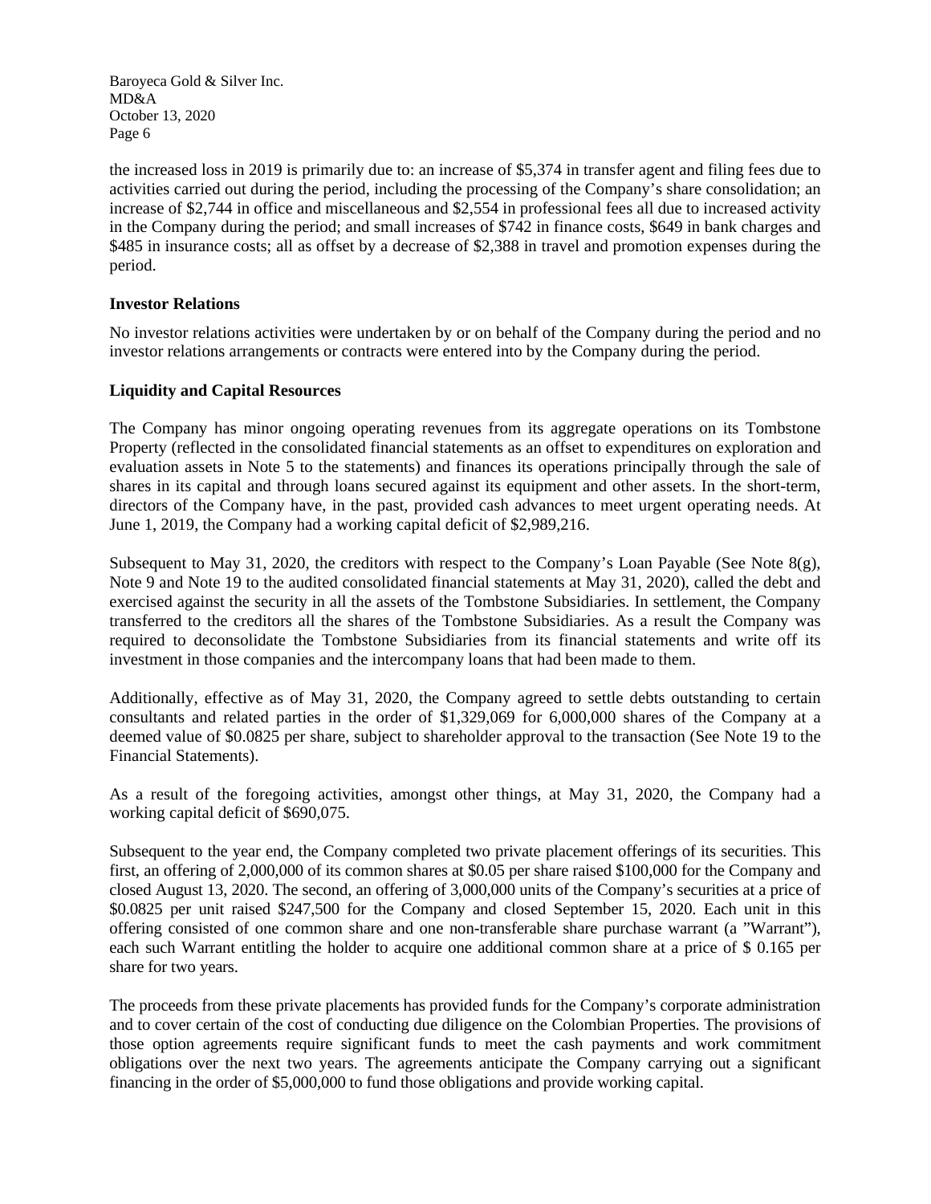the increased loss in 2019 is primarily due to: an increase of $5,374 in transfer agent and filing fees due to activities carried out during the period, including the processing of the Company's share consolidation; an increase of $2,744 in office and miscellaneous and $2,554 in professional fees all due to increased activity in the Company during the period; and small increases of $742 in finance costs, $649 in bank charges and $485 in insurance costs; all as offset by a decrease of $2,388 in travel and promotion expenses during the period.

**Investor Relations**

No investor relations activities were undertaken by or on behalf of the Company during the period and no investor relations arrangements or contracts were entered into by the Company during the period.

**Liquidity and Capital Resources**

The Company has minor ongoing operating revenues from its aggregate operations on its Tombstone Property (reflected in the consolidated financial statements as an offset to expenditures on exploration and evaluation assets in Note 5 to the statements) and finances its operations principally through the sale of shares in its capital and through loans secured against its equipment and other assets. In the short-term, directors of the Company have, in the past, provided cash advances to meet urgent operating needs. At June 1, 2019, the Company had a working capital deficit of $2,989,216.

Subsequent to May 31, 2020, the creditors with respect to the Company's Loan Payable (See Note 8(g), Note 9 and Note 19 to the audited consolidated financial statements at May 31, 2020), called the debt and exercised against the security in all the assets of the Tombstone Subsidiaries. In settlement, the Company transferred to the creditors all the shares of the Tombstone Subsidiaries. As a result the Company was required to deconsolidate the Tombstone Subsidiaries from its financial statements and write off its investment in those companies and the intercompany loans that had been made to them.

Additionally, effective as of May 31, 2020, the Company agreed to settle debts outstanding to certain consultants and related parties in the order of $1,329,069 for 6,000,000 shares of the Company at a deemed value of $0.0825 per share, subject to shareholder approval to the transaction (See Note 19 to the Financial Statements).

As a result of the foregoing activities, amongst other things, at May 31, 2020, the Company had a working capital deficit of $690,075.

Subsequent to the year end, the Company completed two private placement offerings of its securities. This first, an offering of 2,000,000 of its common shares at $0.05 per share raised $100,000 for the Company and closed August 13, 2020. The second, an offering of 3,000,000 units of the Company's securities at a price of $0.0825 per unit raised $247,500 for the Company and closed September 15, 2020. Each unit in this offering consisted of one common share and one non-transferable share purchase warrant (a "Warrant"), each such Warrant entitling the holder to acquire one additional common share at a price of $ 0.165 per share for two years.

The proceeds from these private placements has provided funds for the Company's corporate administration and to cover certain of the cost of conducting due diligence on the Colombian Properties. The provisions of those option agreements require significant funds to meet the cash payments and work commitment obligations over the next two years. The agreements anticipate the Company carrying out a significant financing in the order of $5,000,000 to fund those obligations and provide working capital.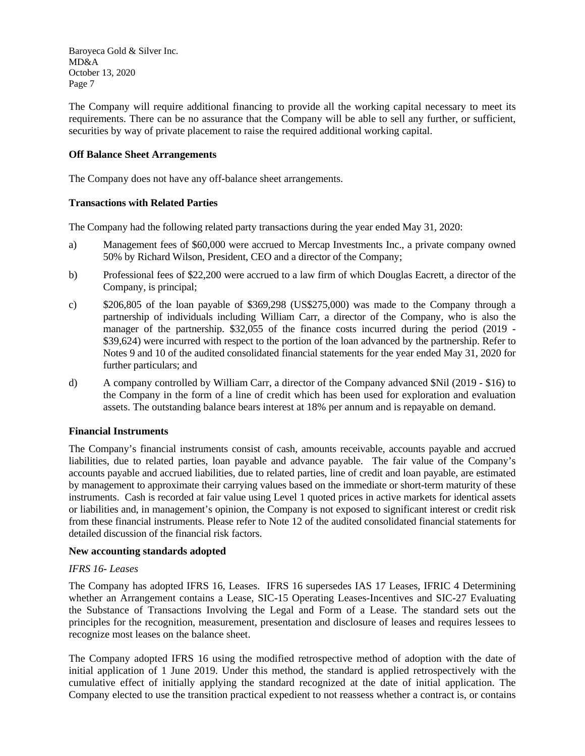The Company will require additional financing to provide all the working capital necessary to meet its requirements. There can be no assurance that the Company will be able to sell any further, or sufficient, securities by way of private placement to raise the required additional working capital.

**Off Balance Sheet Arrangements**

The Company does not have any off-balance sheet arrangements.

**Transactions with Related Parties**

The Company had the following related party transactions during the year ended May 31, 2020:

a) Management fees of $60,000 were accrued to Mercap Investments Inc., a private company owned 50% by Richard Wilson, President, CEO and a director of the Company;

b) Professional fees of $22,200 were accrued to a law firm of which Douglas Eacrett, a director of the Company, is principal;

c) $206,805 of the loan payable of $369,298 (US$275,000) was made to the Company through a partnership of individuals including William Carr, a director of the Company, who is also the manager of the partnership. $32,055 of the finance costs incurred during the period (2019 - $39,624) were incurred with respect to the portion of the loan advanced by the partnership. Refer to Notes 9 and 10 of the audited consolidated financial statements for the year ended May 31, 2020 for further particulars; and

d) A company controlled by William Carr, a director of the Company advanced $Nil (2019 - $16) to the Company in the form of a line of credit which has been used for exploration and evaluation assets. The outstanding balance bears interest at 18% per annum and is repayable on demand.

**Financial Instruments**

The Company's financial instruments consist of cash, amounts receivable, accounts payable and accrued liabilities, due to related parties, loan payable and advance payable. The fair value of the Company's accounts payable and accrued liabilities, due to related parties, line of credit and loan payable, are estimated by management to approximate their carrying values based on the immediate or short-term maturity of these instruments. Cash is recorded at fair value using Level 1 quoted prices in active markets for identical assets or liabilities and, in management's opinion, the Company is not exposed to significant interest or credit risk from these financial instruments. Please refer to Note 12 of the audited consolidated financial statements for detailed discussion of the financial risk factors.

**New accounting standards adopted**

*IFRS 16- Leases*

The Company has adopted IFRS 16, Leases. IFRS 16 supersedes IAS 17 Leases, IFRIC 4 Determining whether an Arrangement contains a Lease, SIC-15 Operating Leases-Incentives and SIC-27 Evaluating the Substance of Transactions Involving the Legal and Form of a Lease. The standard sets out the principles for the recognition, measurement, presentation and disclosure of leases and requires lessees to recognize most leases on the balance sheet.

The Company adopted IFRS 16 using the modified retrospective method of adoption with the date of initial application of 1 June 2019. Under this method, the standard is applied retrospectively with the cumulative effect of initially applying the standard recognized at the date of initial application. The Company elected to use the transition practical expedient to not reassess whether a contract is, or contains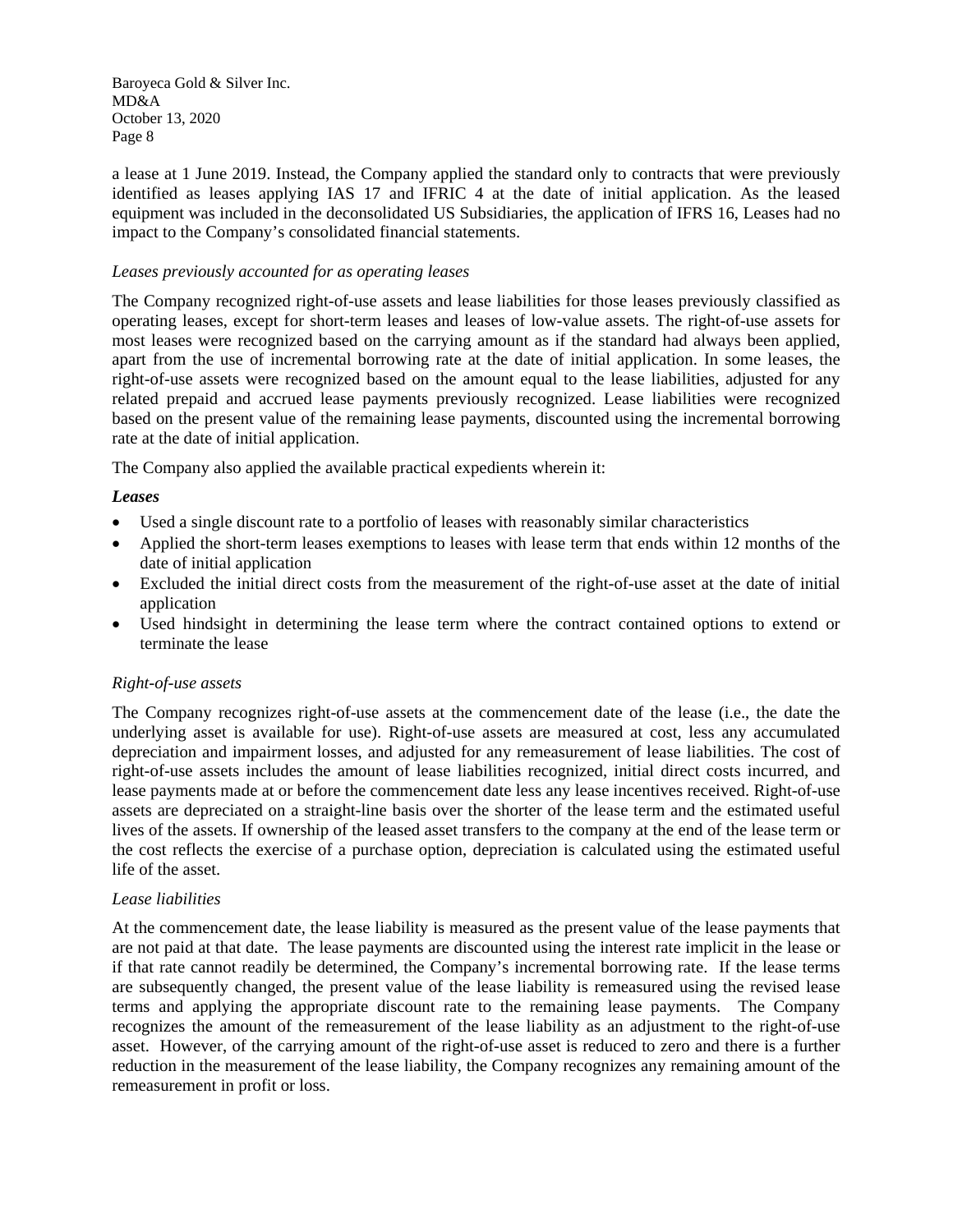a lease at 1 June 2019. Instead, the Company applied the standard only to contracts that were previously identified as leases applying IAS 17 and IFRIC 4 at the date of initial application. As the leased equipment was included in the deconsolidated US Subsidiaries, the application of IFRS 16, Leases had no impact to the Company's consolidated financial statements.

*Leases previously accounted for as operating leases*

The Company recognized right-of-use assets and lease liabilities for those leases previously classified as operating leases, except for short-term leases and leases of low-value assets. The right-of-use assets for most leases were recognized based on the carrying amount as if the standard had always been applied, apart from the use of incremental borrowing rate at the date of initial application. In some leases, the right-of-use assets were recognized based on the amount equal to the lease liabilities, adjusted for any related prepaid and accrued lease payments previously recognized. Lease liabilities were recognized based on the present value of the remaining lease payments, discounted using the incremental borrowing rate at the date of initial application.

The Company also applied the available practical expedients wherein it:

***Leases***

- Used a single discount rate to a portfolio of leases with reasonably similar characteristics
- Applied the short-term leases exemptions to leases with lease term that ends within 12 months of the date of initial application
- Excluded the initial direct costs from the measurement of the right-of-use asset at the date of initial application
- Used hindsight in determining the lease term where the contract contained options to extend or terminate the lease

*Right-of-use assets*

The Company recognizes right-of-use assets at the commencement date of the lease (i.e., the date the underlying asset is available for use). Right-of-use assets are measured at cost, less any accumulated depreciation and impairment losses, and adjusted for any remeasurement of lease liabilities. The cost of right-of-use assets includes the amount of lease liabilities recognized, initial direct costs incurred, and lease payments made at or before the commencement date less any lease incentives received. Right-of-use assets are depreciated on a straight-line basis over the shorter of the lease term and the estimated useful lives of the assets. If ownership of the leased asset transfers to the company at the end of the lease term or the cost reflects the exercise of a purchase option, depreciation is calculated using the estimated useful life of the asset.

*Lease liabilities*

At the commencement date, the lease liability is measured as the present value of the lease payments that are not paid at that date. The lease payments are discounted using the interest rate implicit in the lease or if that rate cannot readily be determined, the Company's incremental borrowing rate. If the lease terms are subsequently changed, the present value of the lease liability is remeasured using the revised lease terms and applying the appropriate discount rate to the remaining lease payments. The Company recognizes the amount of the remeasurement of the lease liability as an adjustment to the right-of-use asset. However, of the carrying amount of the right-of-use asset is reduced to zero and there is a further reduction in the measurement of the lease liability, the Company recognizes any remaining amount of the remeasurement in profit or loss.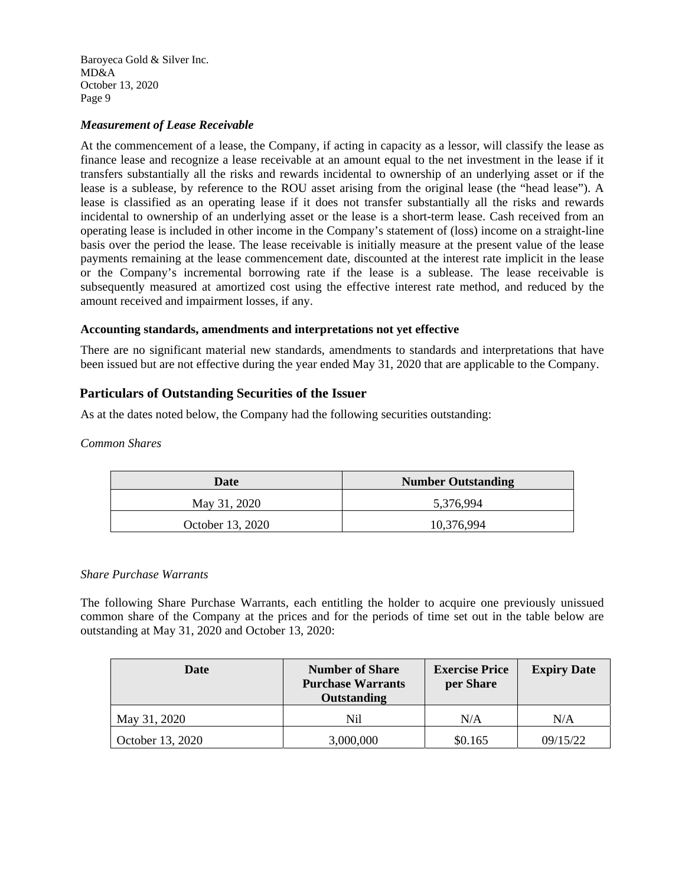### *Measurement of Lease Receivable*

At the commencement of a lease, the Company, if acting in capacity as a lessor, will classify the lease as finance lease and recognize a lease receivable at an amount equal to the net investment in the lease if it transfers substantially all the risks and rewards incidental to ownership of an underlying asset or if the lease is a sublease, by reference to the ROU asset arising from the original lease (the "head lease"). A lease is classified as an operating lease if it does not transfer substantially all the risks and rewards incidental to ownership of an underlying asset or the lease is a short-term lease. Cash received from an operating lease is included in other income in the Company's statement of (loss) income on a straight-line basis over the period the lease. The lease receivable is initially measure at the present value of the lease payments remaining at the lease commencement date, discounted at the interest rate implicit in the lease or the Company's incremental borrowing rate if the lease is a sublease. The lease receivable is subsequently measured at amortized cost using the effective interest rate method, and reduced by the amount received and impairment losses, if any.

### Accounting standards, amendments and interpretations not yet effective

There are no significant material new standards, amendments to standards and interpretations that have been issued but are not effective during the year ended May 31, 2020 that are applicable to the Company.

## Particulars of Outstanding Securities of the Issuer

As at the dates noted below, the Company had the following securities outstanding:

*Common Shares*

| Date | Number Outstanding |
|---|---|
| May 31, 2020 | 5,376,994 |
| October 13, 2020 | 10,376,994 |

*Share Purchase Warrants*

The following Share Purchase Warrants, each entitling the holder to acquire one previously unissued common share of the Company at the prices and for the periods of time set out in the table below are outstanding at May 31, 2020 and October 13, 2020:

| Date | Number of Share Purchase Warrants Outstanding | Exercise Price per Share | Expiry Date |
|---|---|---|---|
| May 31, 2020 | Nil | N/A | N/A |
| October 13, 2020 | 3,000,000 | $0.165 | 09/15/22 |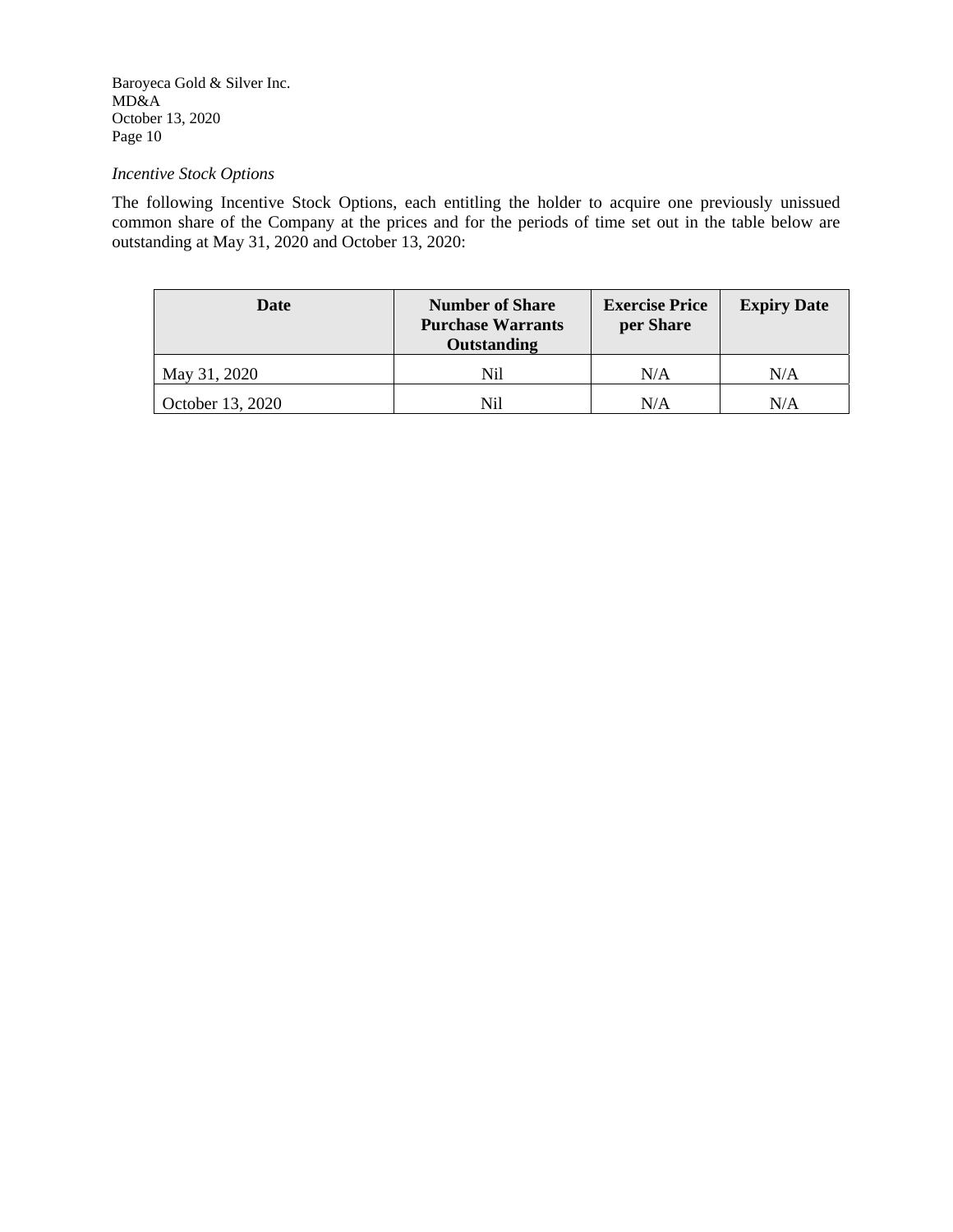*Incentive Stock Options*

The following Incentive Stock Options, each entitling the holder to acquire one previously unissued common share of the Company at the prices and for the periods of time set out in the table below are outstanding at May 31, 2020 and October 13, 2020:

| Date | Number of Share Purchase Warrants Outstanding | Exercise Price per Share | Expiry Date |
|---|---|---|---|
| May 31, 2020 | Nil | N/A | N/A |
| October 13, 2020 | Nil | N/A | N/A |